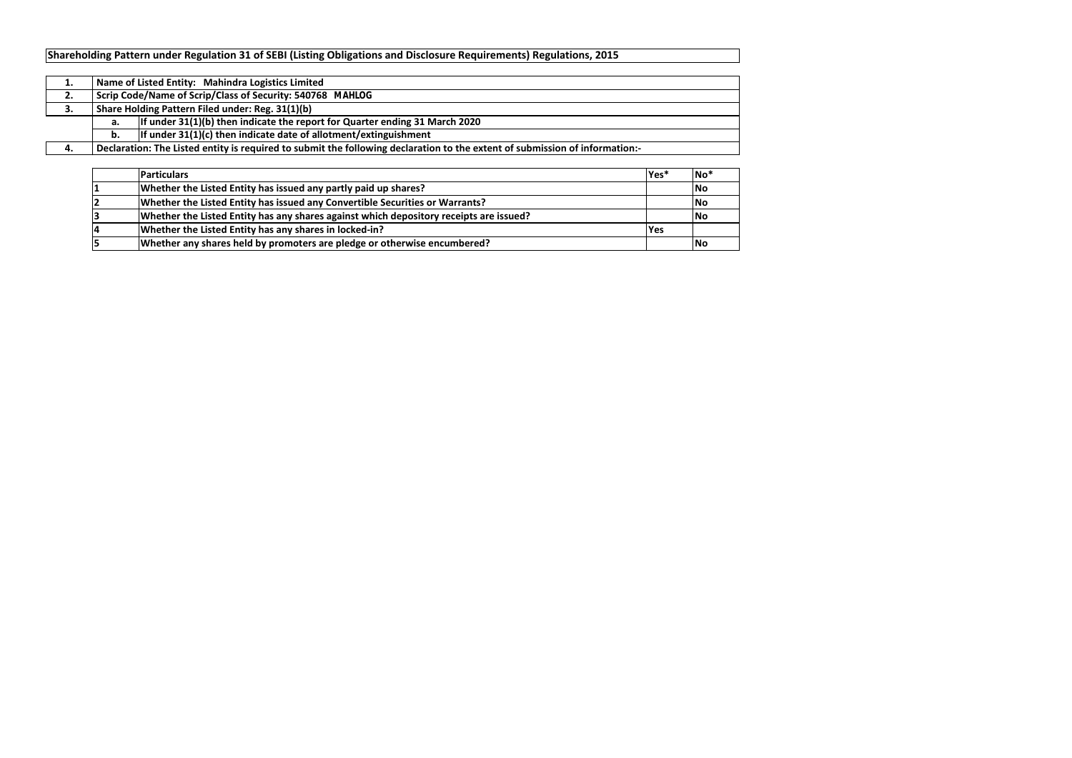# Shareholding Pattern under Regulation 31 of SEBI (Listing Obligations and Disclosure Requirements) Regulations, 2015

| | | |
|---|---|---|
| 1. | Name of Listed Entity: Mahindra Logistics Limited | |
| 2. | Scrip Code/Name of Scrip/Class of Security: 540768 MAHLOG | |
| 3. | Share Holding Pattern Filed under: Reg. 31(1)(b) | |
| | a. | If under 31(1)(b) then indicate the report for Quarter ending 31 March 2020 |
| | b. | If under 31(1)(c) then indicate date of allotment/extinguishment |
| 4. | Declaration: The Listed entity is required to submit the following declaration to the extent of submission of information:- | |

| | Particulars | Yes* | No* |
|---|---|---|---|
| 1 | Whether the Listed Entity has issued any partly paid up shares? | | No |
| 2 | Whether the Listed Entity has issued any Convertible Securities or Warrants? | | No |
| 3 | Whether the Listed Entity has any shares against which depository receipts are issued? | | No |
| 4 | Whether the Listed Entity has any shares in locked-in? | Yes | |
| 5 | Whether any shares held by promoters are pledge or otherwise encumbered? | | No |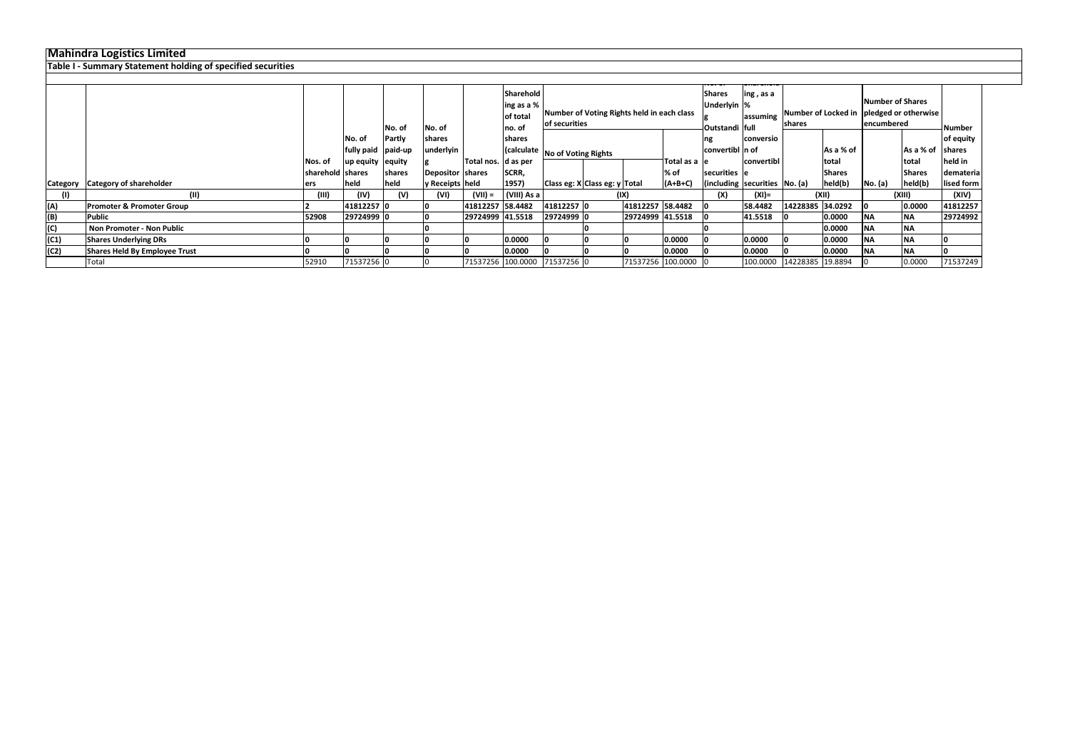# Mahindra Logistics Limited

## Table I - Summary Statement holding of specified securities

| Category | Category of shareholder | Nos. of shareholders | No. of fully paid up equity shares held | No. of Partly paid-up equity shares held | No. of shares underlying Depository Receipts | Total nos. shares held | Shareholding as a % of total no. of shares (calculated as per SCRR, 1957) | Number of Voting Rights held in each class of securities | | | | No. of Shares Underlying Outstanding convertible securities (including | Shareholding , as a % assuming full conversion of convertible securities | Number of Locked in shares | | Number of Shares pledged or otherwise encumbered | | Number of equity shares held in dematerialised form |
|---|---|---|---|---|---|---|---|---|---|---|---|---|---|---|---|---|---|---|
| | | | | | | | | No of Voting Rights | | | Total as a % of (A+B+C) | | | No. (a) | As a % of total Shares held(b) | No. (a) | As a % of total Shares held(b) | |
| | | | | | | | | Class eg: X | Class eg: y | Total | | | | | | | | |
| (I) | (II) | (III) | (IV) | (V) | (VI) | (VII) = | (VIII) As a | (IX) | | | | (X) | (XI)= | (XII) | | (XIII) | | (XIV) |
| (A) | Promoter & Promoter Group | 2 | 41812257 | 0 | 0 | 41812257 | 58.4482 | 41812257 | 0 | 41812257 | 58.4482 | 0 | 58.4482 | 14228385 | 34.0292 | 0 | 0.0000 | 41812257 |
| (B) | Public | 52908 | 29724999 | 0 | 0 | 29724999 | 41.5518 | 29724999 | 0 | 29724999 | 41.5518 | 0 | 41.5518 | 0 | 0.0000 | NA | NA | 29724992 |
| (C) | Non Promoter - Non Public | | | | 0 | | | | 0 | | | 0 | | | 0.0000 | NA | NA | |
| (C1) | Shares Underlying DRs | 0 | 0 | 0 | 0 | 0 | 0.0000 | 0 | 0 | 0 | 0.0000 | 0 | 0.0000 | 0 | 0.0000 | NA | NA | 0 |
| (C2) | Shares Held By Employee Trust | 0 | 0 | 0 | 0 | 0 | 0.0000 | 0 | 0 | 0 | 0.0000 | 0 | 0.0000 | 0 | 0.0000 | NA | NA | 0 |
| | Total | 52910 | 71537256 | 0 | 0 | 71537256 | 100.0000 | 71537256 | 0 | 71537256 | 100.0000 | 0 | 100.0000 | 14228385 | 19.8894 | 0 | 0.0000 | 71537249 |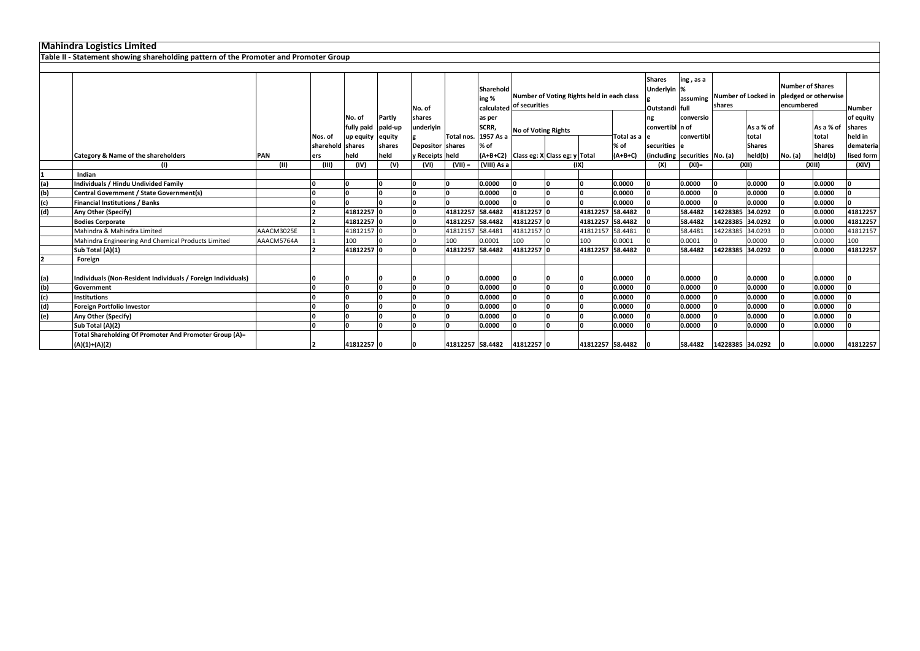**Mahindra Logistics Limited**

**Table II - Statement showing shareholding pattern of the Promoter and Promoter Group**

| | Category & Name of the shareholders | PAN | Nos. of shareholders | No. of fully paid up equity shares held | Partly paid-up equity shares held | No. of shares underlying Depository Receipts | Total nos. shares held | Shareholding % calculated as per SCRR, 1957 As a % of (A+B+C2) | Number of Voting Rights held in each class of securities | | | | Shares Underlying Outstanding convertible securities (including | Shareholding , as a % assuming full conversion of convertible securities | Number of Locked in shares | | Number of Shares pledged or otherwise encumbered | | Number of equity shares held in dematerialised form |
|---|---|---|---|---|---|---|---|---|---|---|---|---|---|---|---|---|---|---|---|
| | | | | | | | | | No of Voting Rights | | | Total as a % of (A+B+C) | | | No. (a) | As a % of total Shares held(b) | No. (a) | As a % of total Shares held(b) | |
| | | | | | | | | | Class eg: X | Class eg: y | Total | | | | | | | | |
| | (I) | (II) | (III) | (IV) | (V) | (VI) | (VII) = | (VIII) As a | (IX) | | | | (X) | (XI)= | (XII) | | (XIII) | | (XIV) |
| 1 | **Indian** | | | | | | | | | | | | | | | | | | |
| (a) | **Individuals / Hindu Undivided Family** | | 0 | 0 | 0 | 0 | 0 | 0.0000 | 0 | 0 | 0 | 0.0000 | 0 | 0.0000 | 0 | 0.0000 | 0 | 0.0000 | 0 |
| (b) | **Central Government / State Government(s)** | | 0 | 0 | 0 | 0 | 0 | 0.0000 | 0 | 0 | 0 | 0.0000 | 0 | 0.0000 | 0 | 0.0000 | 0 | 0.0000 | 0 |
| (c) | **Financial Institutions / Banks** | | 0 | 0 | 0 | 0 | 0 | 0.0000 | 0 | 0 | 0 | 0.0000 | 0 | 0.0000 | 0 | 0.0000 | 0 | 0.0000 | 0 |
| (d) | **Any Other (Specify)** | | 2 | 41812257 | 0 | 0 | 41812257 | 58.4482 | 41812257 | 0 | 41812257 | 58.4482 | 0 | 58.4482 | 14228385 | 34.0292 | 0 | 0.0000 | 41812257 |
| | **Bodies Corporate** | | 2 | 41812257 | 0 | 0 | 41812257 | 58.4482 | 41812257 | 0 | 41812257 | 58.4482 | 0 | 58.4482 | 14228385 | 34.0292 | 0 | 0.0000 | 41812257 |
| | Mahindra & Mahindra Limited | AAACM3025E | 1 | 41812157 | 0 | 0 | 41812157 | 58.4481 | 41812157 | 0 | 41812157 | 58.4481 | 0 | 58.4481 | 14228385 | 34.0293 | 0 | 0.0000 | 41812157 |
| | Mahindra Engineering And Chemical Products Limited | AAACM5764A | 1 | 100 | 0 | 0 | 100 | 0.0001 | 100 | 0 | 100 | 0.0001 | 0 | 0.0001 | 0 | 0.0000 | 0 | 0.0000 | 100 |
| | **Sub Total (A)(1)** | | 2 | 41812257 | 0 | 0 | 41812257 | 58.4482 | 41812257 | 0 | 41812257 | 58.4482 | 0 | 58.4482 | 14228385 | 34.0292 | 0 | 0.0000 | 41812257 |
| 2 | **Foreign** | | | | | | | | | | | | | | | | | | |
| (a) | **Individuals (Non-Resident Individuals / Foreign Individuals)** | | 0 | 0 | 0 | 0 | 0 | 0.0000 | 0 | 0 | 0 | 0.0000 | 0 | 0.0000 | 0 | 0.0000 | 0 | 0.0000 | 0 |
| (b) | **Government** | | 0 | 0 | 0 | 0 | 0 | 0.0000 | 0 | 0 | 0 | 0.0000 | 0 | 0.0000 | 0 | 0.0000 | 0 | 0.0000 | 0 |
| (c) | **Institutions** | | 0 | 0 | 0 | 0 | 0 | 0.0000 | 0 | 0 | 0 | 0.0000 | 0 | 0.0000 | 0 | 0.0000 | 0 | 0.0000 | 0 |
| (d) | **Foreign Portfolio Investor** | | 0 | 0 | 0 | 0 | 0 | 0.0000 | 0 | 0 | 0 | 0.0000 | 0 | 0.0000 | 0 | 0.0000 | 0 | 0.0000 | 0 |
| (e) | **Any Other (Specify)** | | 0 | 0 | 0 | 0 | 0 | 0.0000 | 0 | 0 | 0 | 0.0000 | 0 | 0.0000 | 0 | 0.0000 | 0 | 0.0000 | 0 |
| | **Sub Total (A)(2)** | | 0 | 0 | 0 | 0 | 0 | 0.0000 | 0 | 0 | 0 | 0.0000 | 0 | 0.0000 | 0 | 0.0000 | 0 | 0.0000 | 0 |
| | **Total Shareholding Of Promoter And Promoter Group (A)= (A)(1)+(A)(2)** | | 2 | 41812257 | 0 | 0 | 41812257 | 58.4482 | 41812257 | 0 | 41812257 | 58.4482 | 0 | 58.4482 | 14228385 | 34.0292 | 0 | 0.0000 | 41812257 |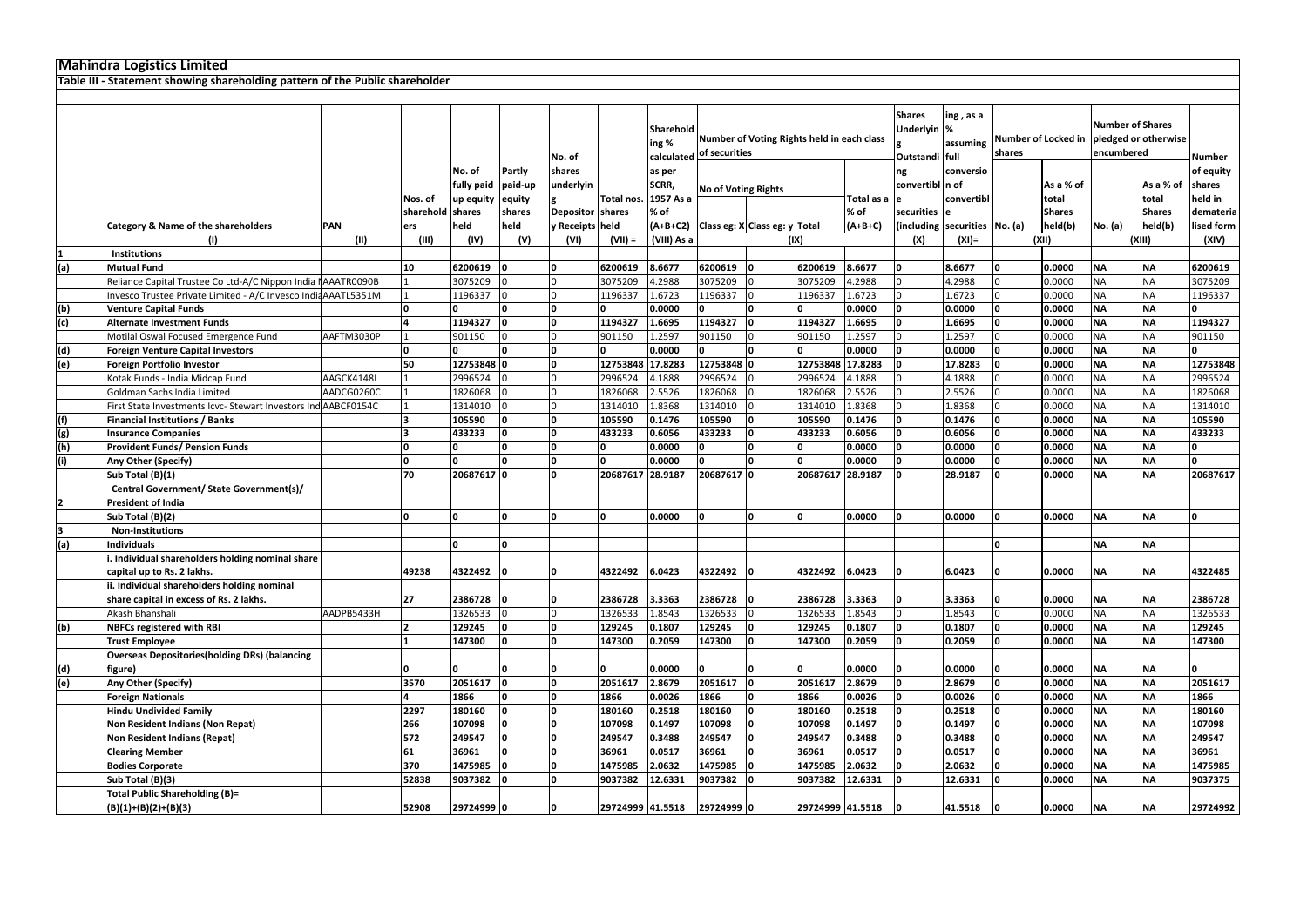# Mahindra Logistics Limited

## Table III - Statement showing shareholding pattern of the Public shareholder

| | Category & Name of the shareholders | PAN | Nos. of shareholders | No. of fully paid up equity shares held | Partly paid-up equity shares held | No. of shares underlying Depository Receipts | Total nos. shares held | Shareholding % calculated as per SCRR, 1957 As a % of (A+B+C2) | Number of Voting Rights held in each class of securities | | | | Shares Underlying Outstanding convertible securities (including | ing , as a % assuming full conversion of convertible securities | Number of Locked in shares | | Number of Shares pledged or otherwise encumbered | | Number of equity shares held in dematerialised form |
|---|---|---|---|---|---|---|---|---|---|---|---|---|---|---|---|---|---|---|---|
| | | | | | | | | | No of Voting Rights | | | Total as a % of (A+B+C) | | | No. (a) | As a % of total Shares held(b) | No. (a) | As a % of total Shares held(b) | |
| | | | | | | | | | Class eg: X | Class eg: y | Total | | | | | | | | |
| | (I) | (II) | (III) | (IV) | (V) | (VI) | (VII) = | (VIII) As a | (IX) | | | | (X) | (XI)= | (XII) | | (XIII) | | (XIV) |
| 1 | **Institutions** | | | | | | | | | | | | | | | | | | |
| (a) | **Mutual Fund** | | 10 | 6200619 | 0 | 0 | 6200619 | 8.6677 | 6200619 | 0 | 6200619 | 8.6677 | 0 | 8.6677 | 0 | 0.0000 | NA | NA | 6200619 |
| | Reliance Capital Trustee Co Ltd-A/C Nippon India M | AAATR0090B | 1 | 3075209 | 0 | 0 | 3075209 | 4.2988 | 3075209 | 0 | 3075209 | 4.2988 | 0 | 4.2988 | 0 | 0.0000 | NA | NA | 3075209 |
| | Invesco Trustee Private Limited - A/C Invesco India | AAATL5351M | 1 | 1196337 | 0 | 0 | 1196337 | 1.6723 | 1196337 | 0 | 1196337 | 1.6723 | 0 | 1.6723 | 0 | 0.0000 | NA | NA | 1196337 |
| (b) | **Venture Capital Funds** | | 0 | 0 | 0 | 0 | 0 | 0.0000 | 0 | 0 | 0 | 0.0000 | 0 | 0.0000 | 0 | 0.0000 | NA | NA | 0 |
| (c) | **Alternate Investment Funds** | | 4 | 1194327 | 0 | 0 | 1194327 | 1.6695 | 1194327 | 0 | 1194327 | 1.6695 | 0 | 1.6695 | 0 | 0.0000 | NA | NA | 1194327 |
| | Motilal Oswal Focused Emergence Fund | AAFTM3030P | 1 | 901150 | 0 | 0 | 901150 | 1.2597 | 901150 | 0 | 901150 | 1.2597 | 0 | 1.2597 | 0 | 0.0000 | NA | NA | 901150 |
| (d) | **Foreign Venture Capital Investors** | | 0 | 0 | 0 | 0 | 0 | 0.0000 | 0 | 0 | 0 | 0.0000 | 0 | 0.0000 | 0 | 0.0000 | NA | NA | 0 |
| (e) | **Foreign Portfolio Investor** | | 50 | 12753848 | 0 | 0 | 12753848 | 17.8283 | 12753848 | 0 | 12753848 | 17.8283 | 0 | 17.8283 | 0 | 0.0000 | NA | NA | 12753848 |
| | Kotak Funds - India Midcap Fund | AAGCK4148L | 1 | 2996524 | 0 | 0 | 2996524 | 4.1888 | 2996524 | 0 | 2996524 | 4.1888 | 0 | 4.1888 | 0 | 0.0000 | NA | NA | 2996524 |
| | Goldman Sachs India Limited | AADCG0260C | 1 | 1826068 | 0 | 0 | 1826068 | 2.5526 | 1826068 | 0 | 1826068 | 2.5526 | 0 | 2.5526 | 0 | 0.0000 | NA | NA | 1826068 |
| | First State Investments Icvc- Stewart Investors Ind | AABCF0154C | 1 | 1314010 | 0 | 0 | 1314010 | 1.8368 | 1314010 | 0 | 1314010 | 1.8368 | 0 | 1.8368 | 0 | 0.0000 | NA | NA | 1314010 |
| (f) | **Financial Institutions / Banks** | | 3 | 105590 | 0 | 0 | 105590 | 0.1476 | 105590 | 0 | 105590 | 0.1476 | 0 | 0.1476 | 0 | 0.0000 | NA | NA | 105590 |
| (g) | **Insurance Companies** | | 3 | 433233 | 0 | 0 | 433233 | 0.6056 | 433233 | 0 | 433233 | 0.6056 | 0 | 0.6056 | 0 | 0.0000 | NA | NA | 433233 |
| (h) | **Provident Funds/ Pension Funds** | | 0 | 0 | 0 | 0 | 0 | 0.0000 | 0 | 0 | 0 | 0.0000 | 0 | 0.0000 | 0 | 0.0000 | NA | NA | 0 |
| (i) | **Any Other (Specify)** | | 0 | 0 | 0 | 0 | 0 | 0.0000 | 0 | 0 | 0 | 0.0000 | 0 | 0.0000 | 0 | 0.0000 | NA | NA | 0 |
| | **Sub Total (B)(1)** | | 70 | 20687617 | 0 | 0 | 20687617 | 28.9187 | 20687617 | 0 | 20687617 | 28.9187 | 0 | 28.9187 | 0 | 0.0000 | NA | NA | 20687617 |
| 2 | **Central Government/ State Government(s)/ President of India** | | | | | | | | | | | | | | | | | | |
| | **Sub Total (B)(2)** | | 0 | 0 | 0 | 0 | 0 | 0.0000 | 0 | 0 | 0 | 0.0000 | 0 | 0.0000 | 0 | 0.0000 | NA | NA | 0 |
| 3 | **Non-Institutions** | | | | | | | | | | | | | | | | | | |
| (a) | **Individuals** | | | 0 | 0 | | | | | | | | | | 0 | | NA | NA | |
| | **i. Individual shareholders holding nominal share capital up to Rs. 2 lakhs.** | | 49238 | 4322492 | 0 | 0 | 4322492 | 6.0423 | 4322492 | 0 | 4322492 | 6.0423 | 0 | 6.0423 | 0 | 0.0000 | NA | NA | 4322485 |
| | **ii. Individual shareholders holding nominal share capital in excess of Rs. 2 lakhs.** | | 27 | 2386728 | 0 | 0 | 2386728 | 3.3363 | 2386728 | 0 | 2386728 | 3.3363 | 0 | 3.3363 | 0 | 0.0000 | NA | NA | 2386728 |
| | Akash Bhanshali | AADPB5433H | | 1326533 | 0 | 0 | 1326533 | 1.8543 | 1326533 | 0 | 1326533 | 1.8543 | 0 | 1.8543 | 0 | 0.0000 | NA | NA | 1326533 |
| (b) | **NBFCs registered with RBI** | | 2 | 129245 | 0 | 0 | 129245 | 0.1807 | 129245 | 0 | 129245 | 0.1807 | 0 | 0.1807 | 0 | 0.0000 | NA | NA | 129245 |
| | **Trust Employee** | | 1 | 147300 | 0 | 0 | 147300 | 0.2059 | 147300 | 0 | 147300 | 0.2059 | 0 | 0.2059 | 0 | 0.0000 | NA | NA | 147300 |
| (d) | **Overseas Depositories(holding DRs) (balancing figure)** | | 0 | 0 | 0 | 0 | 0 | 0.0000 | 0 | 0 | 0 | 0.0000 | 0 | 0.0000 | 0 | 0.0000 | NA | NA | 0 |
| (e) | **Any Other (Specify)** | | 3570 | 2051617 | 0 | 0 | 2051617 | 2.8679 | 2051617 | 0 | 2051617 | 2.8679 | 0 | 2.8679 | 0 | 0.0000 | NA | NA | 2051617 |
| | **Foreign Nationals** | | 4 | 1866 | 0 | 0 | 1866 | 0.0026 | 1866 | 0 | 1866 | 0.0026 | 0 | 0.0026 | 0 | 0.0000 | NA | NA | 1866 |
| | **Hindu Undivided Family** | | 2297 | 180160 | 0 | 0 | 180160 | 0.2518 | 180160 | 0 | 180160 | 0.2518 | 0 | 0.2518 | 0 | 0.0000 | NA | NA | 180160 |
| | **Non Resident Indians (Non Repat)** | | 266 | 107098 | 0 | 0 | 107098 | 0.1497 | 107098 | 0 | 107098 | 0.1497 | 0 | 0.1497 | 0 | 0.0000 | NA | NA | 107098 |
| | **Non Resident Indians (Repat)** | | 572 | 249547 | 0 | 0 | 249547 | 0.3488 | 249547 | 0 | 249547 | 0.3488 | 0 | 0.3488 | 0 | 0.0000 | NA | NA | 249547 |
| | **Clearing Member** | | 61 | 36961 | 0 | 0 | 36961 | 0.0517 | 36961 | 0 | 36961 | 0.0517 | 0 | 0.0517 | 0 | 0.0000 | NA | NA | 36961 |
| | **Bodies Corporate** | | 370 | 1475985 | 0 | 0 | 1475985 | 2.0632 | 1475985 | 0 | 1475985 | 2.0632 | 0 | 2.0632 | 0 | 0.0000 | NA | NA | 1475985 |
| | **Sub Total (B)(3)** | | 52838 | 9037382 | 0 | 0 | 9037382 | 12.6331 | 9037382 | 0 | 9037382 | 12.6331 | 0 | 12.6331 | 0 | 0.0000 | NA | NA | 9037375 |
| | **Total Public Shareholding (B)= (B)(1)+(B)(2)+(B)(3)** | | 52908 | 29724999 | 0 | 0 | 29724999 | 41.5518 | 29724999 | 0 | 29724999 | 41.5518 | 0 | 41.5518 | 0 | 0.0000 | NA | NA | 29724992 |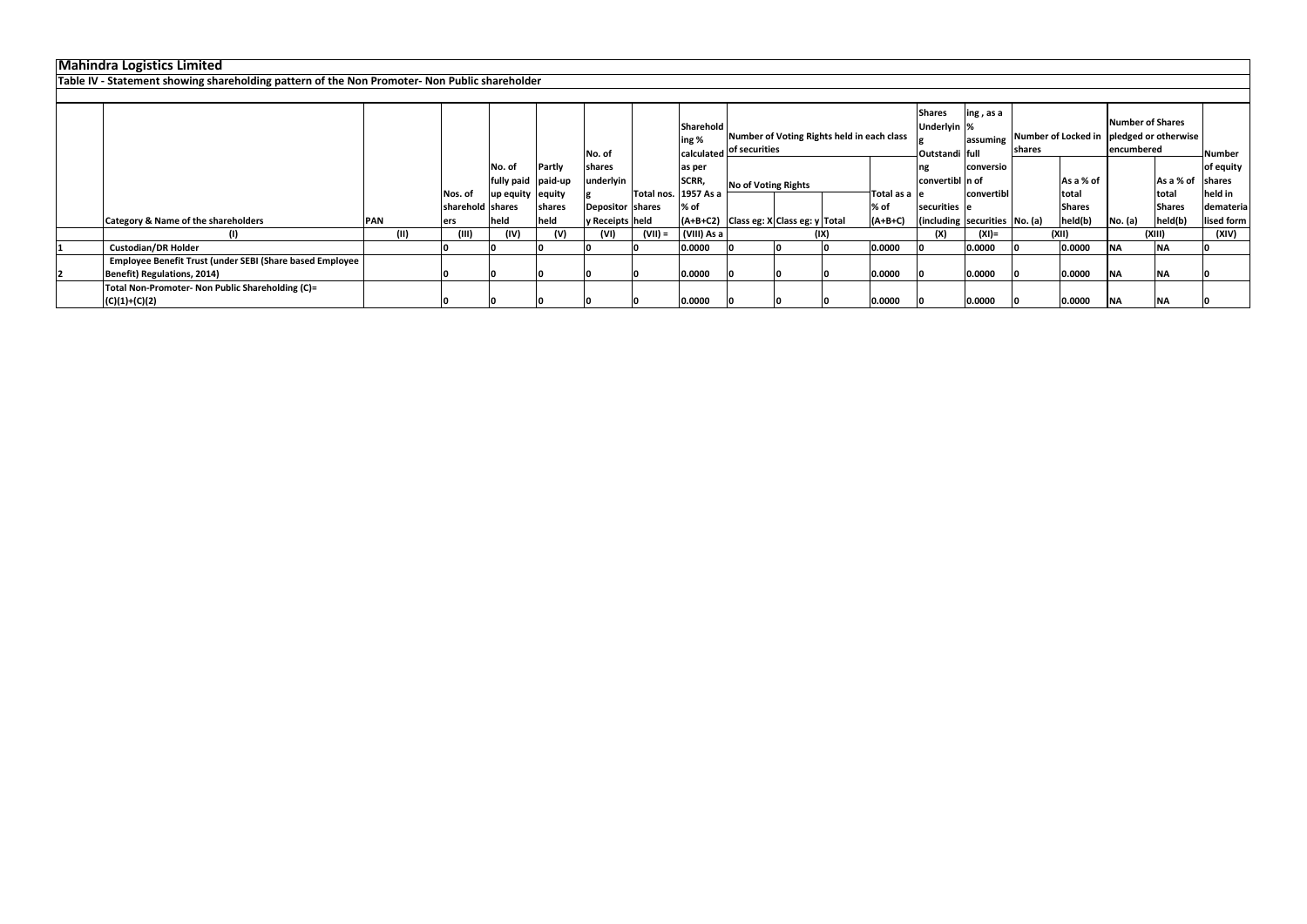# Mahindra Logistics Limited

## Table IV - Statement showing shareholding pattern of the Non Promoter- Non Public shareholder

| | Category & Name of the shareholders | PAN | Nos. of shareholders | No. of fully paid up equity shares held | Partly paid-up equity shares held | No. of shares underlying Depository Receipts | Total nos. shares held | Shareholding % calculated as per SCRR, 1957 As a % of (A+B+C2) | Number of Voting Rights held in each class of securities | | | | Shares Underlying Outstanding convertible securities (including | ing , as a % assuming full conversion of convertible securities | Number of Locked in shares | | Number of Shares pledged or otherwise encumbered | | Number of equity shares held in dematerialised form |
|---|---|---|---|---|---|---|---|---|---|---|---|---|---|---|---|---|---|---|---|
| | | | | | | | | | No of Voting Rights | | | Total as a % of (A+B+C) | | | No. (a) | As a % of total Shares held(b) | No. (a) | As a % of total Shares held(b) | |
| | | | | | | | | | Class eg: X | Class eg: y | Total | | | | | | | | |
| | (I) | (II) | (III) | (IV) | (V) | (VI) | (VII) = | (VIII) As a | (IX) | | | | (X) | (XI)= | (XII) | | (XIII) | | (XIV) |
| 1 | Custodian/DR Holder | | 0 | 0 | 0 | 0 | 0 | 0.0000 | 0 | 0 | 0 | 0.0000 | 0 | 0.0000 | 0 | 0.0000 | NA | NA | 0 |
| 2 | Employee Benefit Trust (under SEBI (Share based Employee Benefit) Regulations, 2014) | | 0 | 0 | 0 | 0 | 0 | 0.0000 | 0 | 0 | 0 | 0.0000 | 0 | 0.0000 | 0 | 0.0000 | NA | NA | 0 |
| | Total Non-Promoter- Non Public Shareholding (C)= (C)(1)+(C)(2) | | 0 | 0 | 0 | 0 | 0 | 0.0000 | 0 | 0 | 0 | 0.0000 | 0 | 0.0000 | 0 | 0.0000 | NA | NA | 0 |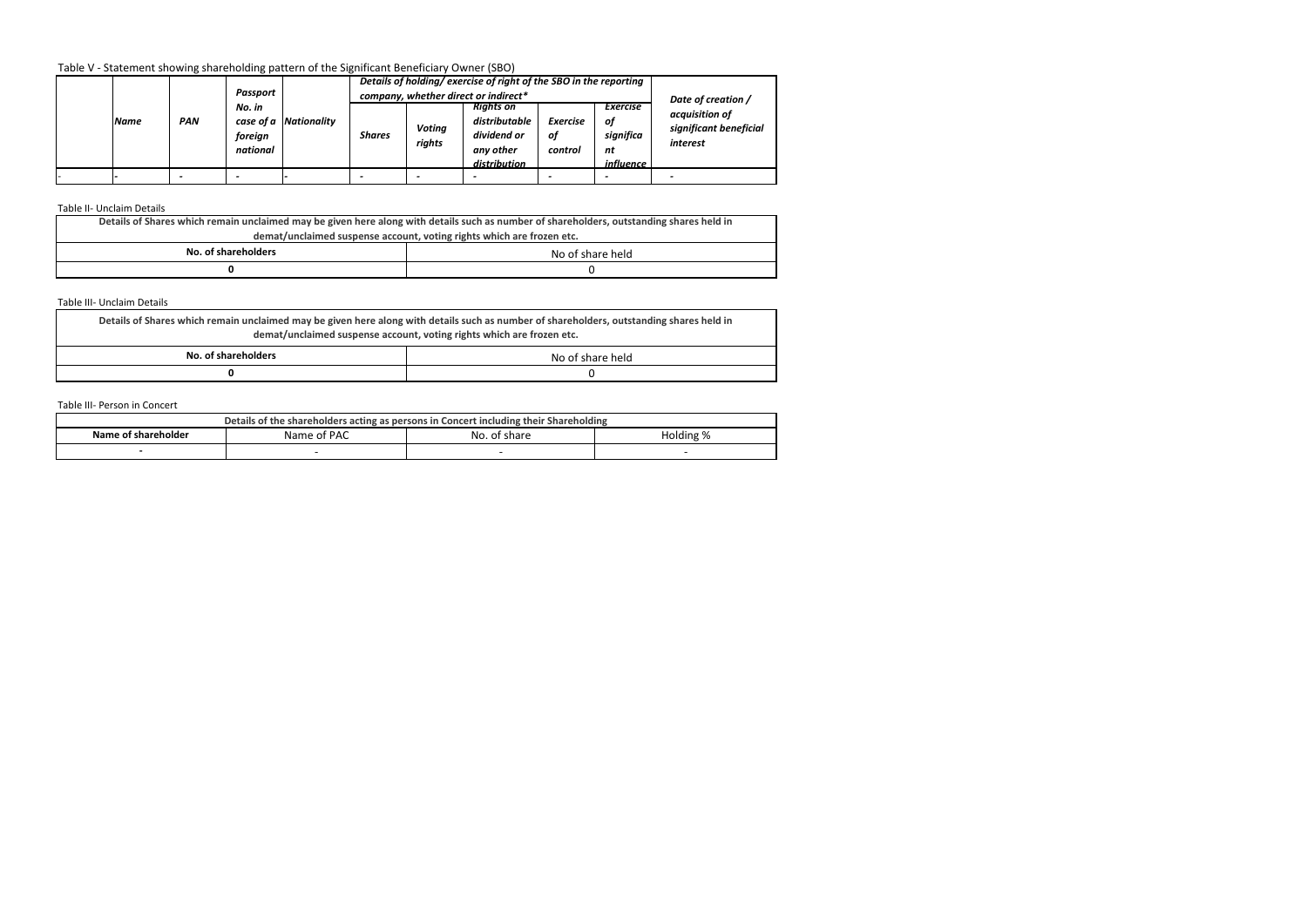Table V - Statement showing shareholding pattern of the Significant Beneficiary Owner (SBO)

| | *Name* | *PAN* | *Passport No. in case of a foreign national* | *Nationality* | *Details of holding/ exercise of right of the SBO in the reporting company, whether direct or indirect** | | | | | *Date of creation / acquisition of significant beneficial interest* |
|---|---|---|---|---|---|---|---|---|---|---|
| | | | | | *Shares* | *Voting rights* | *Rights on distributable dividend or any other distribution* | *Exercise of control* | *Exercise of significant influence* | |
| - | - | - | - | - | - | - | - | - | - | - |

Table II- Unclaim Details

| **Details of Shares which remain unclaimed may be given here along with details such as number of shareholders, outstanding shares held in demat/unclaimed suspense account, voting rights which are frozen etc.** | |
|---|---|
| **No. of shareholders** | No of share held |
| **0** | 0 |

Table III- Unclaim Details

| **Details of Shares which remain unclaimed may be given here along with details such as number of shareholders, outstanding shares held in demat/unclaimed suspense account, voting rights which are frozen etc.** | |
|---|---|
| **No. of shareholders** | No of share held |
| **0** | 0 |

Table III- Person in Concert

| **Details of the shareholders acting as persons in Concert including their Shareholding** | | | |
|---|---|---|---|
| **Name of shareholder** | Name of PAC | No. of share | Holding % |
| - | - | - | - |